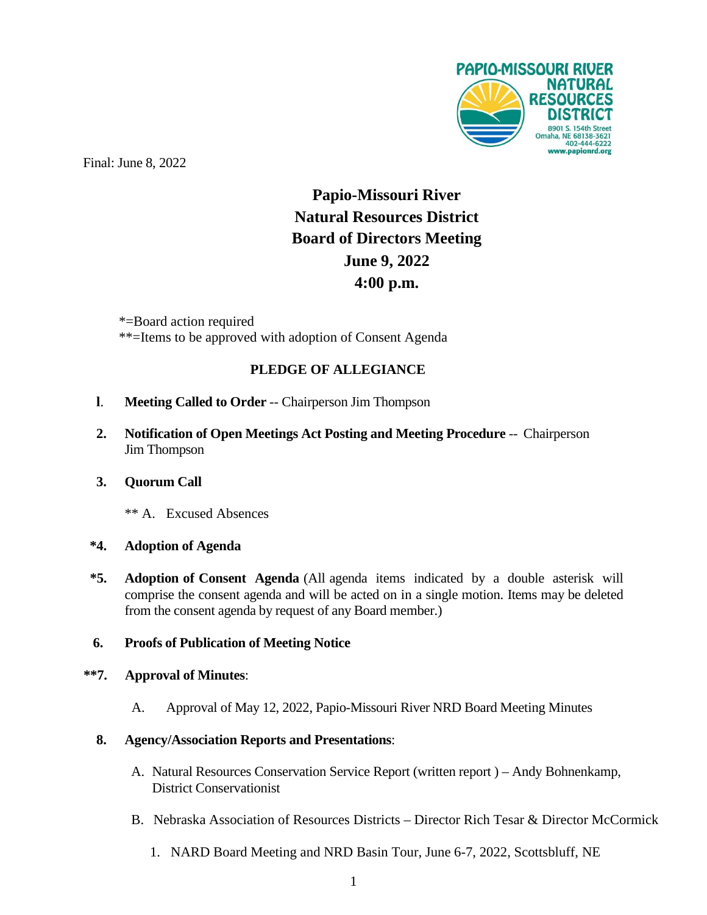PAPIO-MISSOURI RIVER NATURAL RESOURCES DISTRICT
8901 S. 154th Street
Omaha, NE 68138-3621
402-444-6222
www.papionrd.org

Final: June 8, 2022

# Papio-Missouri River Natural Resources District Board of Directors Meeting June 9, 2022 4:00 p.m.

*=Board action required
**=Items to be approved with adoption of Consent Agenda

## PLEDGE OF ALLEGIANCE

1. **Meeting Called to Order** -- Chairperson Jim Thompson

2. **Notification of Open Meetings Act Posting and Meeting Procedure** -- Chairperson Jim Thompson

3. **Quorum Call**

   ** A. Excused Absences

*4. **Adoption of Agenda**

*5. **Adoption of Consent Agenda** (All agenda items indicated by a double asterisk will comprise the consent agenda and will be acted on in a single motion. Items may be deleted from the consent agenda by request of any Board member.)

6. **Proofs of Publication of Meeting Notice**

**7. **Approval of Minutes**:

   A. Approval of May 12, 2022, Papio-Missouri River NRD Board Meeting Minutes

8. **Agency/Association Reports and Presentations**:

   A. Natural Resources Conservation Service Report (written report ) – Andy Bohnenkamp, District Conservationist

   B. Nebraska Association of Resources Districts – Director Rich Tesar & Director McCormick

      1. NARD Board Meeting and NRD Basin Tour, June 6-7, 2022, Scottsbluff, NE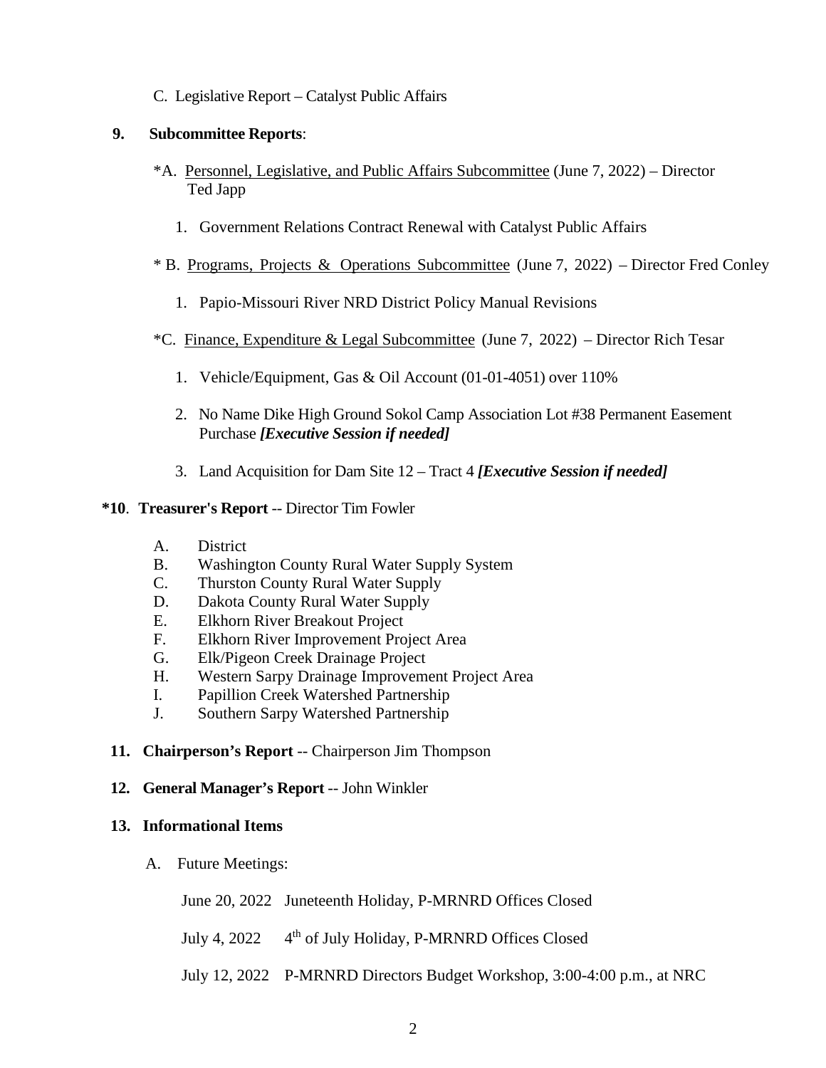C. Legislative Report – Catalyst Public Affairs

**9. Subcommittee Reports**:

*A. Personnel, Legislative, and Public Affairs Subcommittee (June 7, 2022) – Director Ted Japp

1. Government Relations Contract Renewal with Catalyst Public Affairs

* B. Programs, Projects & Operations Subcommittee (June 7, 2022) – Director Fred Conley

1. Papio-Missouri River NRD District Policy Manual Revisions

*C. Finance, Expenditure & Legal Subcommittee (June 7, 2022) – Director Rich Tesar

1. Vehicle/Equipment, Gas & Oil Account (01-01-4051) over 110%
2. No Name Dike High Ground Sokol Camp Association Lot #38 Permanent Easement Purchase ***[Executive Session if needed]***
3. Land Acquisition for Dam Site 12 – Tract 4 ***[Executive Session if needed]***

***10**. **Treasurer's Report** -- Director Tim Fowler

A. District
B. Washington County Rural Water Supply System
C. Thurston County Rural Water Supply
D. Dakota County Rural Water Supply
E. Elkhorn River Breakout Project
F. Elkhorn River Improvement Project Area
G. Elk/Pigeon Creek Drainage Project
H. Western Sarpy Drainage Improvement Project Area
I. Papillion Creek Watershed Partnership
J. Southern Sarpy Watershed Partnership

**11. Chairperson's Report** -- Chairperson Jim Thompson

**12. General Manager's Report** -- John Winkler

**13. Informational Items**

A. Future Meetings:

June 20, 2022 Juneteenth Holiday, P-MRNRD Offices Closed

July 4, 2022 4th of July Holiday, P-MRNRD Offices Closed

July 12, 2022 P-MRNRD Directors Budget Workshop, 3:00-4:00 p.m., at NRC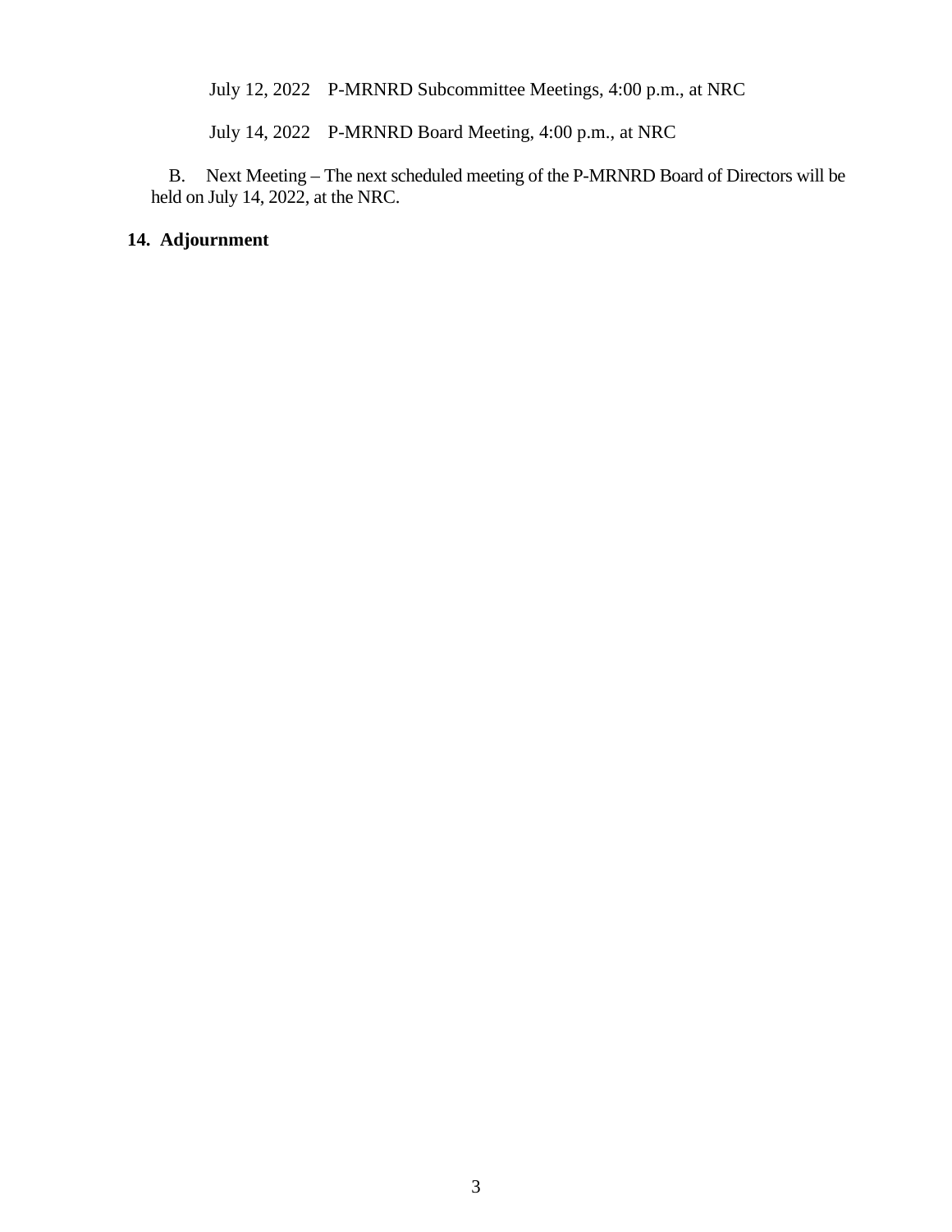July 12, 2022 P-MRNRD Subcommittee Meetings, 4:00 p.m., at NRC

July 14, 2022 P-MRNRD Board Meeting, 4:00 p.m., at NRC

B. Next Meeting – The next scheduled meeting of the P-MRNRD Board of Directors will be held on July 14, 2022, at the NRC.

**14. Adjournment**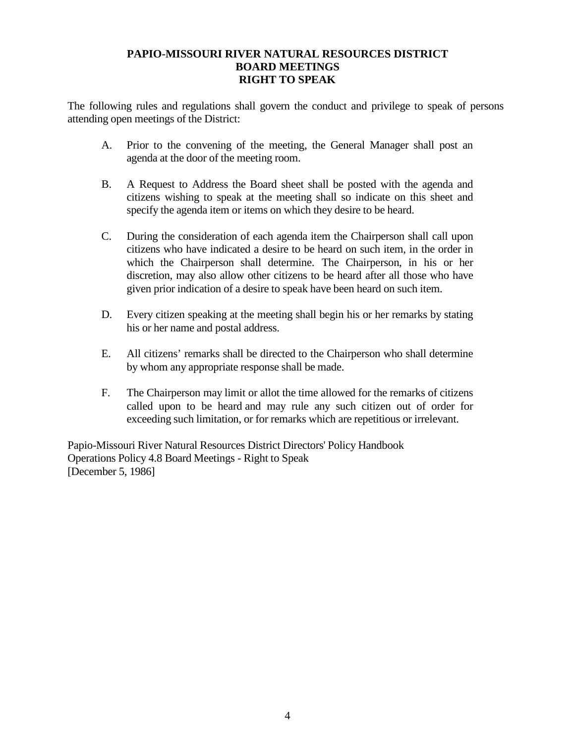# PAPIO-MISSOURI RIVER NATURAL RESOURCES DISTRICT
## BOARD MEETINGS
## RIGHT TO SPEAK

The following rules and regulations shall govern the conduct and privilege to speak of persons attending open meetings of the District:

A. Prior to the convening of the meeting, the General Manager shall post an agenda at the door of the meeting room.

B. A Request to Address the Board sheet shall be posted with the agenda and citizens wishing to speak at the meeting shall so indicate on this sheet and specify the agenda item or items on which they desire to be heard.

C. During the consideration of each agenda item the Chairperson shall call upon citizens who have indicated a desire to be heard on such item, in the order in which the Chairperson shall determine. The Chairperson, in his or her discretion, may also allow other citizens to be heard after all those who have given prior indication of a desire to speak have been heard on such item.

D. Every citizen speaking at the meeting shall begin his or her remarks by stating his or her name and postal address.

E. All citizens' remarks shall be directed to the Chairperson who shall determine by whom any appropriate response shall be made.

F. The Chairperson may limit or allot the time allowed for the remarks of citizens called upon to be heard and may rule any such citizen out of order for exceeding such limitation, or for remarks which are repetitious or irrelevant.

Papio-Missouri River Natural Resources District Directors' Policy Handbook
Operations Policy 4.8 Board Meetings - Right to Speak
[December 5, 1986]